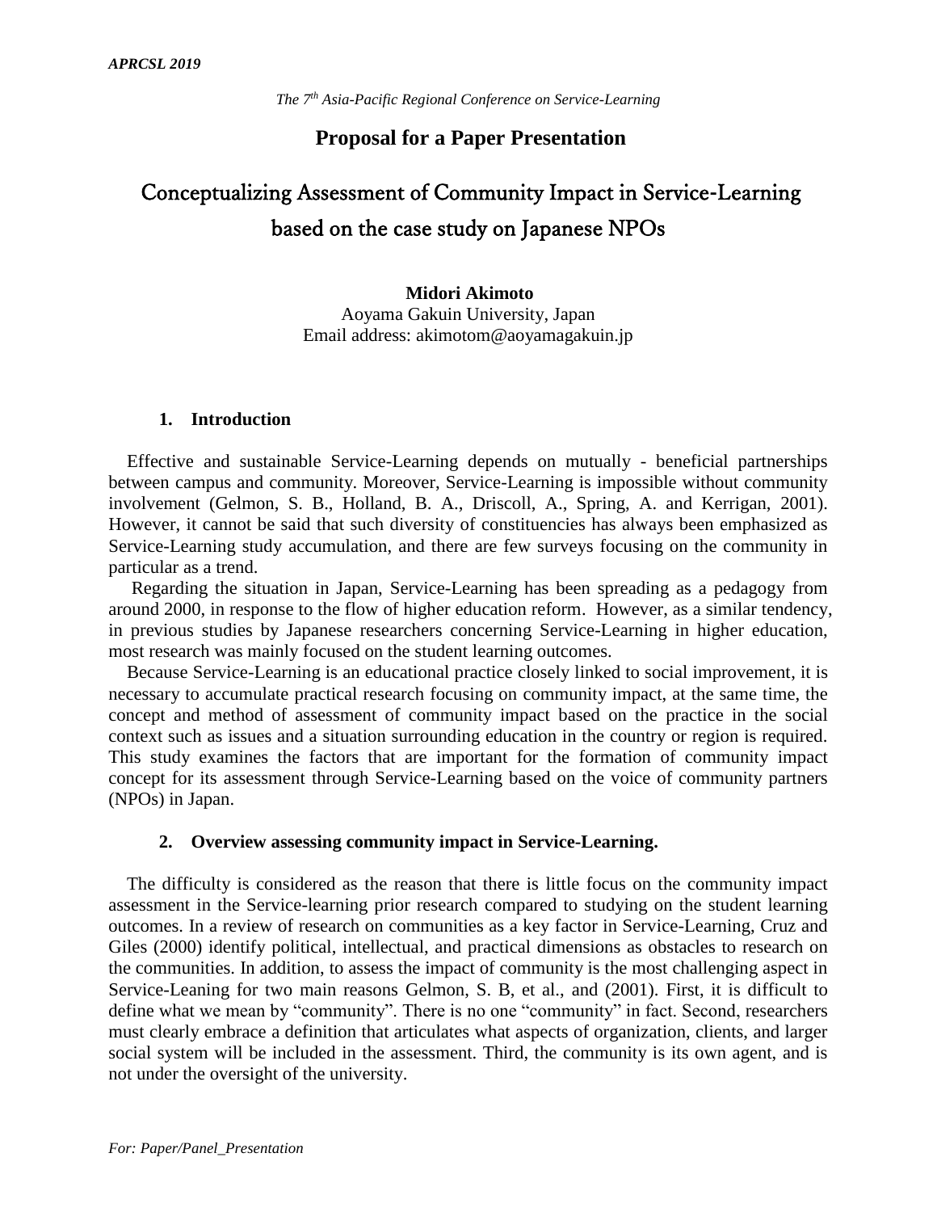*The 7th Asia-Pacific Regional Conference on Service-Learning*

## Proposal for a Paper Presentation

# Conceptualizing Assessment of Community Impact in Service-Learning based on the case study on Japanese NPOs

**Midori Akimoto**
Aoyama Gakuin University, Japan
Email address: akimotom@aoyamagakuin.jp

### 1. Introduction

Effective and sustainable Service-Learning depends on mutually - beneficial partnerships between campus and community. Moreover, Service-Learning is impossible without community involvement (Gelmon, S. B., Holland, B. A., Driscoll, A., Spring, A. and Kerrigan, 2001). However, it cannot be said that such diversity of constituencies has always been emphasized as Service-Learning study accumulation, and there are few surveys focusing on the community in particular as a trend.

Regarding the situation in Japan, Service-Learning has been spreading as a pedagogy from around 2000, in response to the flow of higher education reform. However, as a similar tendency, in previous studies by Japanese researchers concerning Service-Learning in higher education, most research was mainly focused on the student learning outcomes.

Because Service-Learning is an educational practice closely linked to social improvement, it is necessary to accumulate practical research focusing on community impact, at the same time, the concept and method of assessment of community impact based on the practice in the social context such as issues and a situation surrounding education in the country or region is required. This study examines the factors that are important for the formation of community impact concept for its assessment through Service-Learning based on the voice of community partners (NPOs) in Japan.

### 2. Overview assessing community impact in Service-Learning.

The difficulty is considered as the reason that there is little focus on the community impact assessment in the Service-learning prior research compared to studying on the student learning outcomes. In a review of research on communities as a key factor in Service-Learning, Cruz and Giles (2000) identify political, intellectual, and practical dimensions as obstacles to research on the communities. In addition, to assess the impact of community is the most challenging aspect in Service-Leaning for two main reasons Gelmon, S. B, et al., and (2001). First, it is difficult to define what we mean by "community". There is no one "community" in fact. Second, researchers must clearly embrace a definition that articulates what aspects of organization, clients, and larger social system will be included in the assessment. Third, the community is its own agent, and is not under the oversight of the university.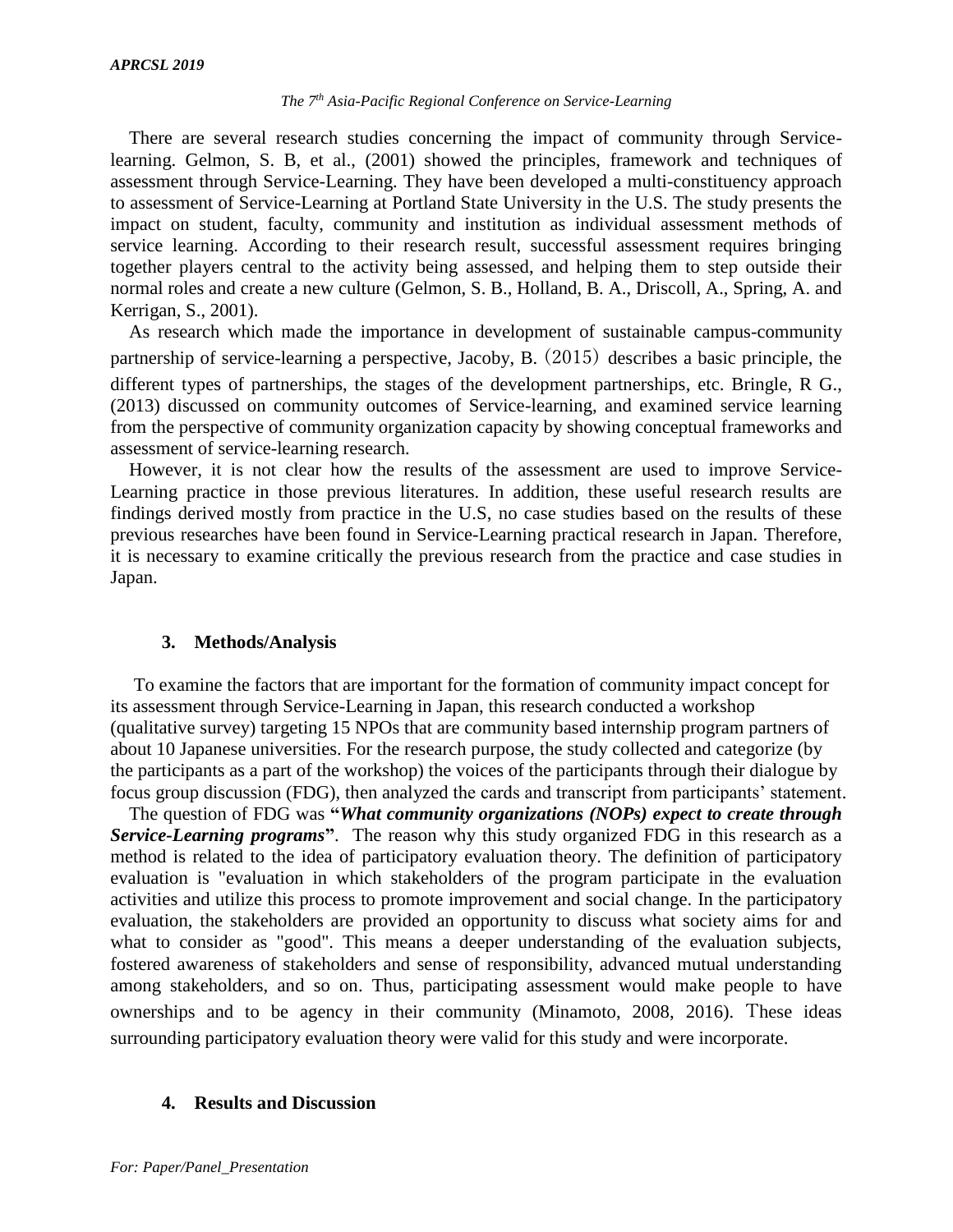There are several research studies concerning the impact of community through Service-learning. Gelmon, S. B, et al., (2001) showed the principles, framework and techniques of assessment through Service-Learning. They have been developed a multi-constituency approach to assessment of Service-Learning at Portland State University in the U.S. The study presents the impact on student, faculty, community and institution as individual assessment methods of service learning. According to their research result, successful assessment requires bringing together players central to the activity being assessed, and helping them to step outside their normal roles and create a new culture (Gelmon, S. B., Holland, B. A., Driscoll, A., Spring, A. and Kerrigan, S., 2001).

As research which made the importance in development of sustainable campus-community partnership of service-learning a perspective, Jacoby, B.（2015）describes a basic principle, the different types of partnerships, the stages of the development partnerships, etc. Bringle, R G., (2013) discussed on community outcomes of Service-learning, and examined service learning from the perspective of community organization capacity by showing conceptual frameworks and assessment of service-learning research.

However, it is not clear how the results of the assessment are used to improve Service-Learning practice in those previous literatures. In addition, these useful research results are findings derived mostly from practice in the U.S, no case studies based on the results of these previous researches have been found in Service-Learning practical research in Japan. Therefore, it is necessary to examine critically the previous research from the practice and case studies in Japan.

## 3. Methods/Analysis

To examine the factors that are important for the formation of community impact concept for its assessment through Service-Learning in Japan, this research conducted a workshop (qualitative survey) targeting 15 NPOs that are community based internship program partners of about 10 Japanese universities. For the research purpose, the study collected and categorize (by the participants as a part of the workshop) the voices of the participants through their dialogue by focus group discussion (FDG), then analyzed the cards and transcript from participants' statement.

The question of FDG was **"*What community organizations (NOPs) expect to create through Service-Learning programs*"**. The reason why this study organized FDG in this research as a method is related to the idea of participatory evaluation theory. The definition of participatory evaluation is "evaluation in which stakeholders of the program participate in the evaluation activities and utilize this process to promote improvement and social change. In the participatory evaluation, the stakeholders are provided an opportunity to discuss what society aims for and what to consider as "good". This means a deeper understanding of the evaluation subjects, fostered awareness of stakeholders and sense of responsibility, advanced mutual understanding among stakeholders, and so on. Thus, participating assessment would make people to have ownerships and to be agency in their community (Minamoto, 2008, 2016). These ideas surrounding participatory evaluation theory were valid for this study and were incorporate.

## 4. Results and Discussion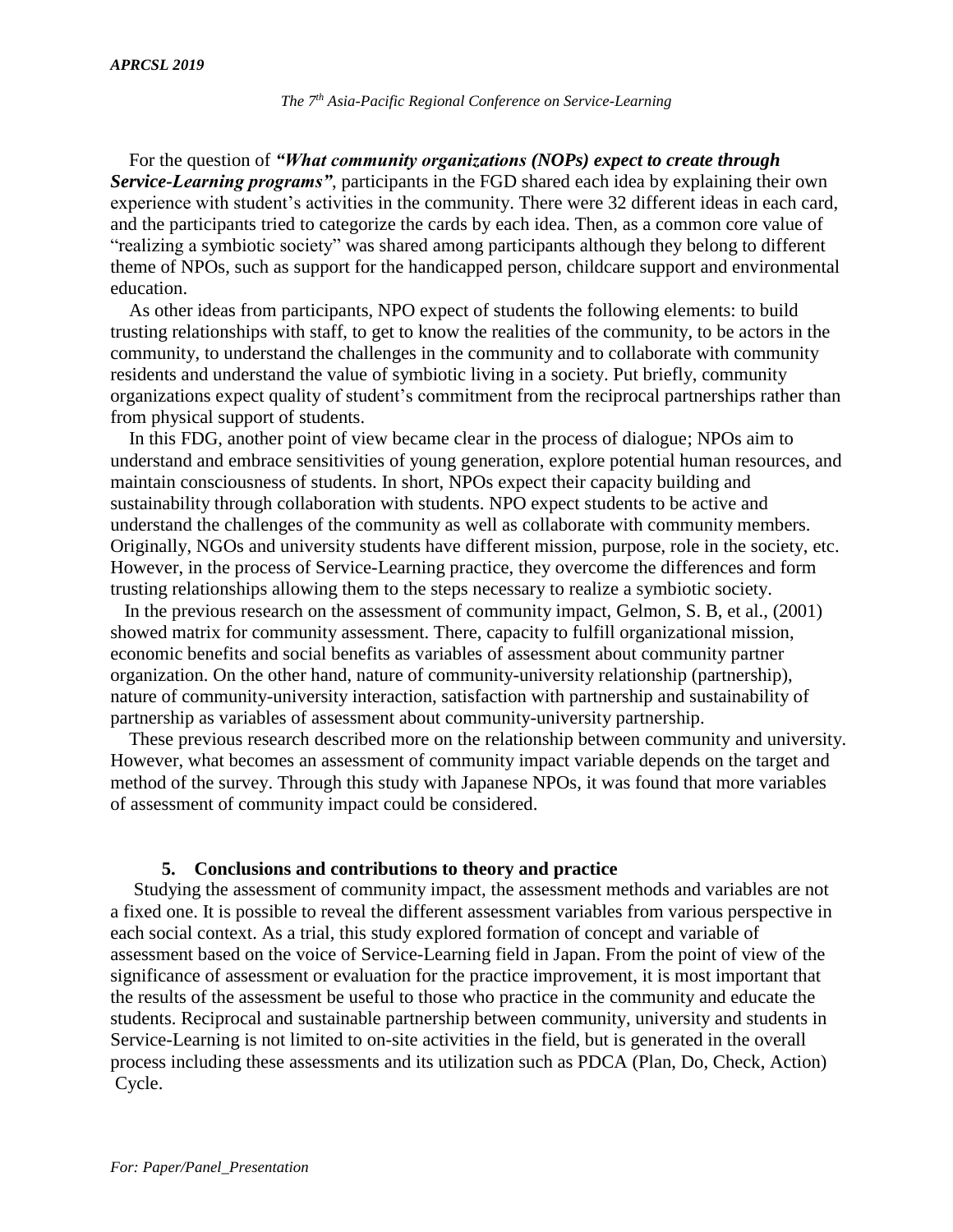For the question of ***"What community organizations (NOPs) expect to create through Service-Learning programs"***, participants in the FGD shared each idea by explaining their own experience with student's activities in the community. There were 32 different ideas in each card, and the participants tried to categorize the cards by each idea. Then, as a common core value of "realizing a symbiotic society" was shared among participants although they belong to different theme of NPOs, such as support for the handicapped person, childcare support and environmental education.

As other ideas from participants, NPO expect of students the following elements: to build trusting relationships with staff, to get to know the realities of the community, to be actors in the community, to understand the challenges in the community and to collaborate with community residents and understand the value of symbiotic living in a society. Put briefly, community organizations expect quality of student's commitment from the reciprocal partnerships rather than from physical support of students.

In this FDG, another point of view became clear in the process of dialogue; NPOs aim to understand and embrace sensitivities of young generation, explore potential human resources, and maintain consciousness of students. In short, NPOs expect their capacity building and sustainability through collaboration with students. NPO expect students to be active and understand the challenges of the community as well as collaborate with community members. Originally, NGOs and university students have different mission, purpose, role in the society, etc. However, in the process of Service-Learning practice, they overcome the differences and form trusting relationships allowing them to the steps necessary to realize a symbiotic society.

In the previous research on the assessment of community impact, Gelmon, S. B, et al., (2001) showed matrix for community assessment. There, capacity to fulfill organizational mission, economic benefits and social benefits as variables of assessment about community partner organization. On the other hand, nature of community-university relationship (partnership), nature of community-university interaction, satisfaction with partnership and sustainability of partnership as variables of assessment about community-university partnership.

These previous research described more on the relationship between community and university. However, what becomes an assessment of community impact variable depends on the target and method of the survey. Through this study with Japanese NPOs, it was found that more variables of assessment of community impact could be considered.

## 5. Conclusions and contributions to theory and practice

Studying the assessment of community impact, the assessment methods and variables are not a fixed one. It is possible to reveal the different assessment variables from various perspective in each social context. As a trial, this study explored formation of concept and variable of assessment based on the voice of Service-Learning field in Japan. From the point of view of the significance of assessment or evaluation for the practice improvement, it is most important that the results of the assessment be useful to those who practice in the community and educate the students. Reciprocal and sustainable partnership between community, university and students in Service-Learning is not limited to on-site activities in the field, but is generated in the overall process including these assessments and its utilization such as PDCA (Plan, Do, Check, Action) Cycle.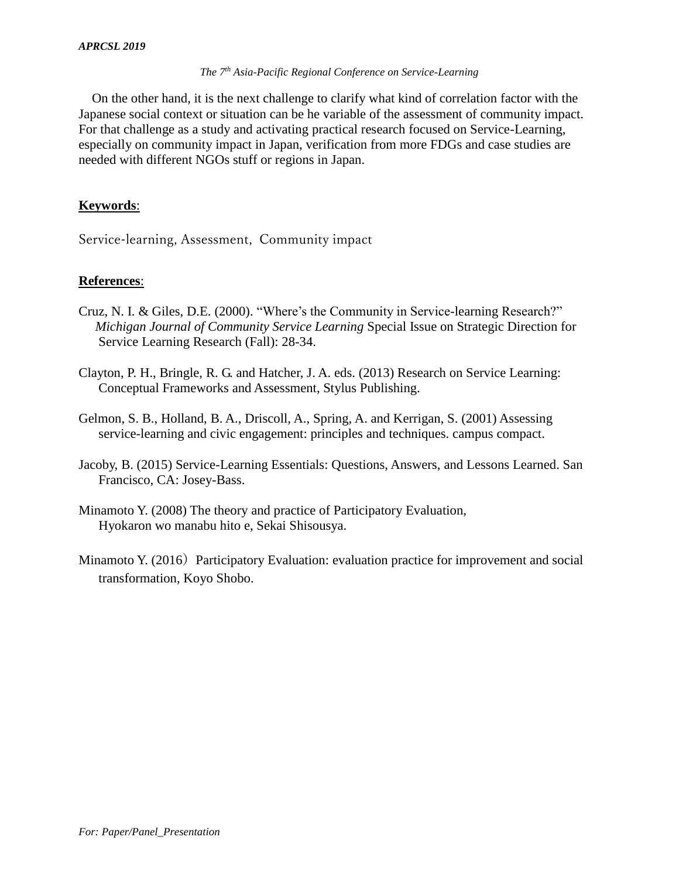On the other hand, it is the next challenge to clarify what kind of correlation factor with the Japanese social context or situation can be he variable of the assessment of community impact. For that challenge as a study and activating practical research focused on Service-Learning, especially on community impact in Japan, verification from more FDGs and case studies are needed with different NGOs stuff or regions in Japan.

**Keywords**:

Service-learning, Assessment, Community impact

**References**:

Cruz, N. I. & Giles, D.E. (2000). "Where's the Community in Service-learning Research?" *Michigan Journal of Community Service Learning* Special Issue on Strategic Direction for Service Learning Research (Fall): 28-34.

Clayton, P. H., Bringle, R. G. and Hatcher, J. A. eds. (2013) Research on Service Learning: Conceptual Frameworks and Assessment, Stylus Publishing.

Gelmon, S. B., Holland, B. A., Driscoll, A., Spring, A. and Kerrigan, S. (2001) Assessing service-learning and civic engagement: principles and techniques. campus compact.

Jacoby, B. (2015) Service-Learning Essentials: Questions, Answers, and Lessons Learned. San Francisco, CA: Josey-Bass.

Minamoto Y. (2008) The theory and practice of Participatory Evaluation, Hyokaron wo manabu hito e, Sekai Shisousya.

Minamoto Y. (2016）Participatory Evaluation: evaluation practice for improvement and social transformation, Koyo Shobo.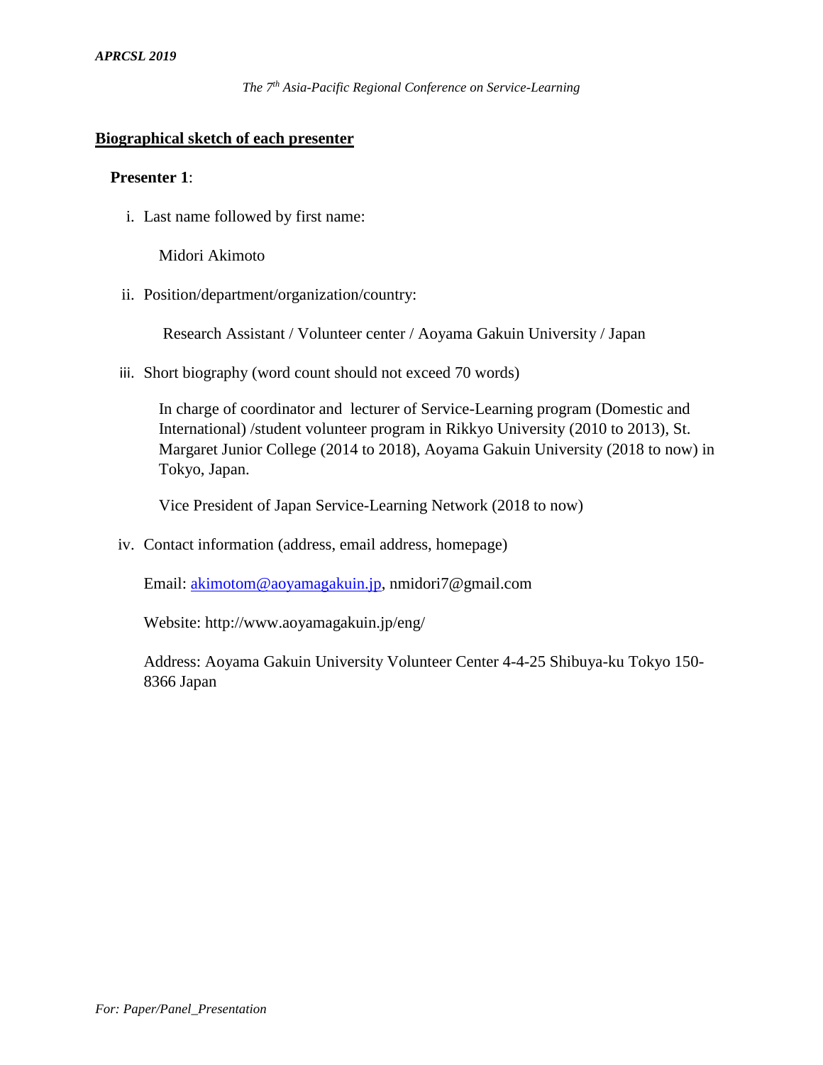## Biographical sketch of each presenter

**Presenter 1**:

i. Last name followed by first name:

Midori Akimoto

ii. Position/department/organization/country:

Research Assistant / Volunteer center / Aoyama Gakuin University / Japan

iii. Short biography (word count should not exceed 70 words)

In charge of coordinator and lecturer of Service-Learning program (Domestic and International) /student volunteer program in Rikkyo University (2010 to 2013), St. Margaret Junior College (2014 to 2018), Aoyama Gakuin University (2018 to now) in Tokyo, Japan.

Vice President of Japan Service-Learning Network (2018 to now)

iv. Contact information (address, email address, homepage)

Email: akimotom@aoyamagakuin.jp, nmidori7@gmail.com

Website: http://www.aoyamagakuin.jp/eng/

Address: Aoyama Gakuin University Volunteer Center 4-4-25 Shibuya-ku Tokyo 150-8366 Japan